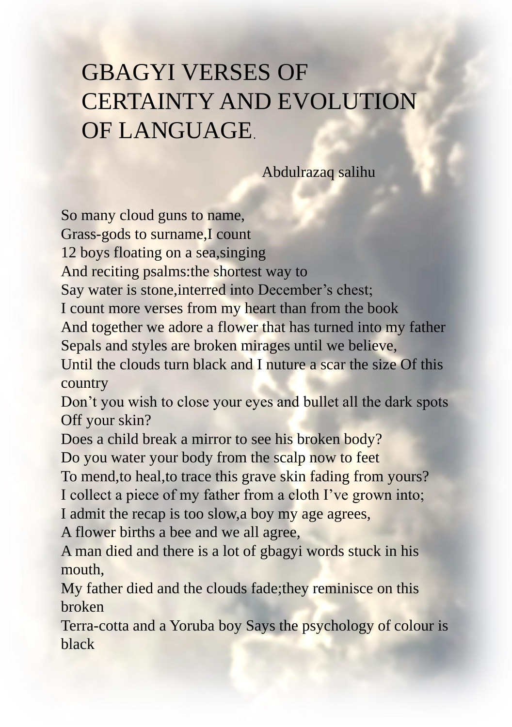# GBAGYI VERSES OF CERTAINTY AND EVOLUTION OF LANGUAGE.

Abdulrazaq salihu

So many cloud guns to name,  
Grass-gods to surname,I count  
12 boys floating on a sea,singing  
And reciting psalms:the shortest way to  
Say water is stone,interred into December's chest;  
I count more verses from my heart than from the book  
And together we adore a flower that has turned into my father  
Sepals and styles are broken mirages until we believe,  
Until the clouds turn black and I nuture a scar the size Of this country  
Don't you wish to close your eyes and bullet all the dark spots Off your skin?  
Does a child break a mirror to see his broken body?  
Do you water your body from the scalp now to feet  
To mend,to heal,to trace this grave skin fading from yours?  
I collect a piece of my father from a cloth I've grown into;  
I admit the recap is too slow,a boy my age agrees,  
A flower births a bee and we all agree,  
A man died and there is a lot of gbagyi words stuck in his mouth,  
My father died and the clouds fade;they reminisce on this broken  
Terra-cotta and a Yoruba boy Says the psychology of colour is black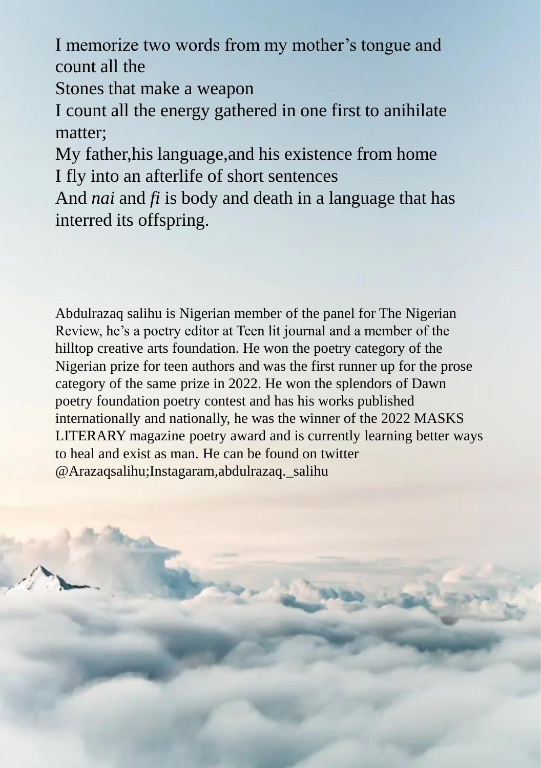I memorize two words from my mother's tongue and count all the
Stones that make a weapon
I count all the energy gathered in one first to anihilate matter;
My father,his language,and his existence from home
I fly into an afterlife of short sentences
And *nai* and *fi* is body and death in a language that has interred its offspring.

Abdulrazaq salihu is Nigerian member of the panel for The Nigerian Review, he's a poetry editor at Teen lit journal and a member of the hilltop creative arts foundation. He won the poetry category of the Nigerian prize for teen authors and was the first runner up for the prose category of the same prize in 2022. He won the splendors of Dawn poetry foundation poetry contest and has his works published internationally and nationally, he was the winner of the 2022 MASKS LITERARY magazine poetry award and is currently learning better ways to heal and exist as man. He can be found on twitter @Arazaqsalihu;Instagaram,abdulrazaq._salihu